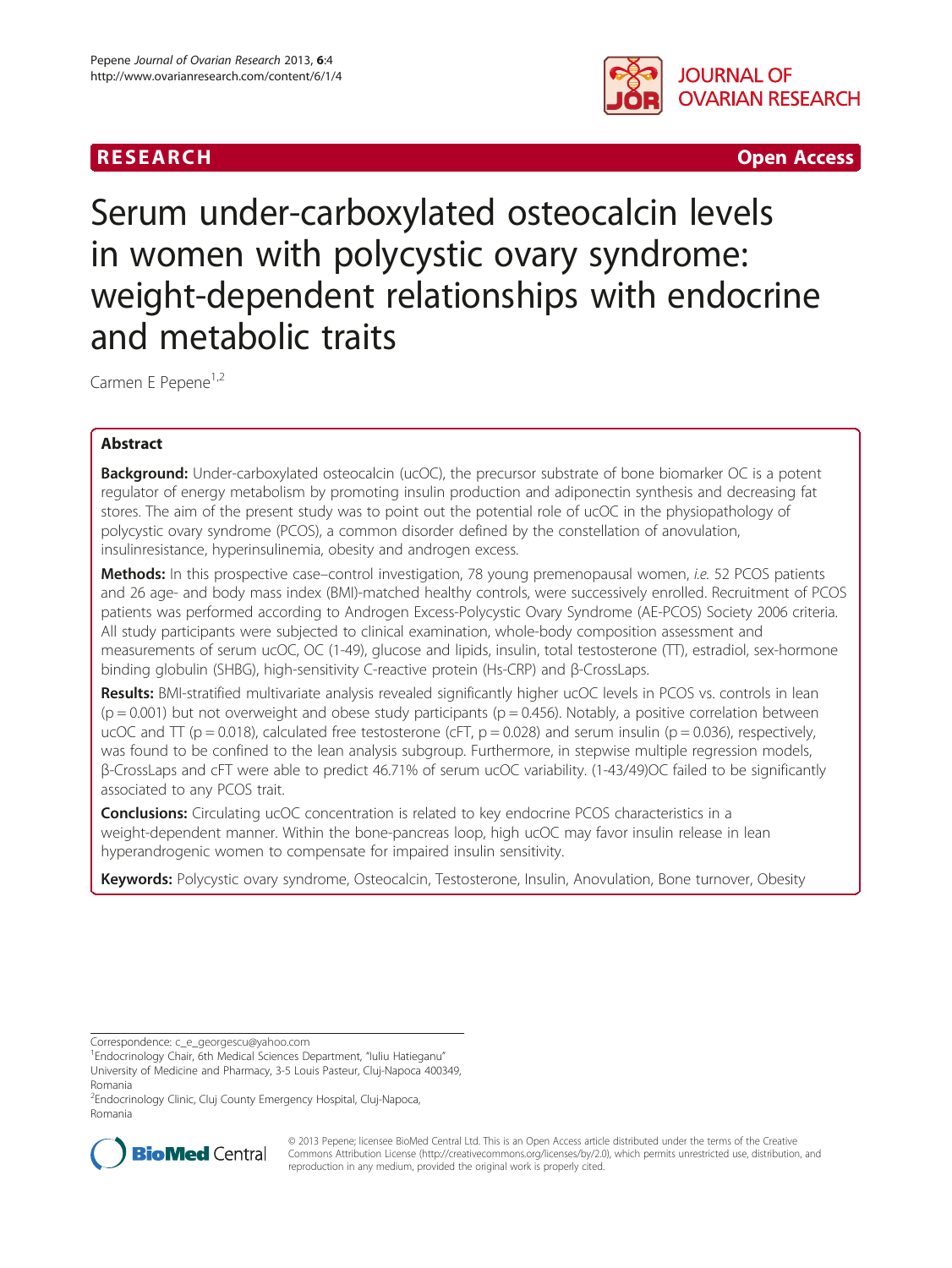RESEARCH Open Access

# Serum under-carboxylated osteocalcin levels in women with polycystic ovary syndrome: weight-dependent relationships with endocrine and metabolic traits

Carmen E Pepene[1,2]

## Abstract

**Background:** Under-carboxylated osteocalcin (ucOC), the precursor substrate of bone biomarker OC is a potent regulator of energy metabolism by promoting insulin production and adiponectin synthesis and decreasing fat stores. The aim of the present study was to point out the potential role of ucOC in the physiopathology of polycystic ovary syndrome (PCOS), a common disorder defined by the constellation of anovulation, insulinresistance, hyperinsulinemia, obesity and androgen excess.

**Methods:** In this prospective case–control investigation, 78 young premenopausal women, *i.e.* 52 PCOS patients and 26 age- and body mass index (BMI)-matched healthy controls, were successively enrolled. Recruitment of PCOS patients was performed according to Androgen Excess-Polycystic Ovary Syndrome (AE-PCOS) Society 2006 criteria. All study participants were subjected to clinical examination, whole-body composition assessment and measurements of serum ucOC, OC (1-49), glucose and lipids, insulin, total testosterone (TT), estradiol, sex-hormone binding globulin (SHBG), high-sensitivity C-reactive protein (Hs-CRP) and β-CrossLaps.

**Results:** BMI-stratified multivariate analysis revealed significantly higher ucOC levels in PCOS vs. controls in lean ($p = 0.001$) but not overweight and obese study participants ($p = 0.456$). Notably, a positive correlation between ucOC and TT ($p = 0.018$), calculated free testosterone (cFT, $p = 0.028$) and serum insulin ($p = 0.036$), respectively, was found to be confined to the lean analysis subgroup. Furthermore, in stepwise multiple regression models, β-CrossLaps and cFT were able to predict 46.71% of serum ucOC variability. (1-43/49)OC failed to be significantly associated to any PCOS trait.

**Conclusions:** Circulating ucOC concentration is related to key endocrine PCOS characteristics in a weight-dependent manner. Within the bone-pancreas loop, high ucOC may favor insulin release in lean hyperandrogenic women to compensate for impaired insulin sensitivity.

**Keywords:** Polycystic ovary syndrome, Osteocalcin, Testosterone, Insulin, Anovulation, Bone turnover, Obesity

Correspondence: c_e_georgescu@yahoo.com

[1]Endocrinology Chair, 6th Medical Sciences Department, "Iuliu Hatieganu" University of Medicine and Pharmacy, 3-5 Louis Pasteur, Cluj-Napoca 400349, Romania

[2]Endocrinology Clinic, Cluj County Emergency Hospital, Cluj-Napoca, Romania

© 2013 Pepene; licensee BioMed Central Ltd. This is an Open Access article distributed under the terms of the Creative Commons Attribution License (http://creativecommons.org/licenses/by/2.0), which permits unrestricted use, distribution, and reproduction in any medium, provided the original work is properly cited.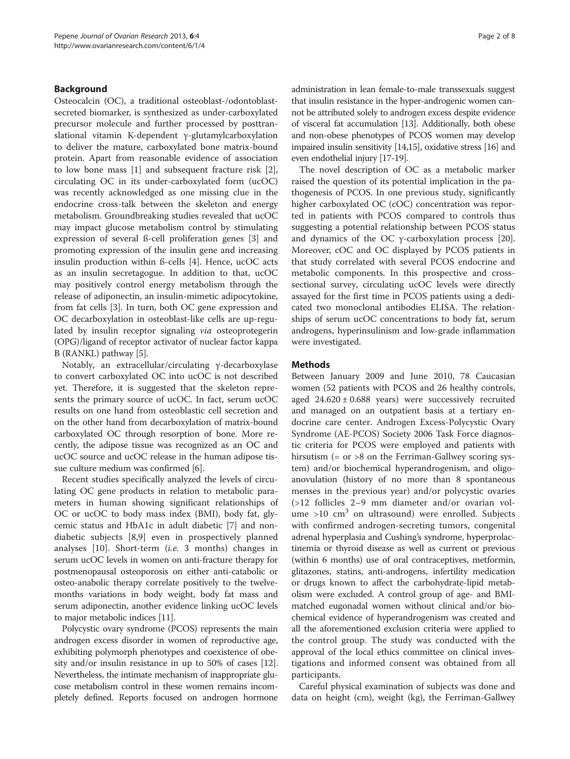## Background

Osteocalcin (OC), a traditional osteoblast-/odontoblast-secreted biomarker, is synthesized as under-carboxylated precursor molecule and further processed by posttranslational vitamin K-dependent γ-glutamylcarboxylation to deliver the mature, carboxylated bone matrix-bound protein. Apart from reasonable evidence of association to low bone mass [1] and subsequent fracture risk [2], circulating OC in its under-carboxylated form (ucOC) was recently acknowledged as one missing clue in the endocrine cross-talk between the skeleton and energy metabolism. Groundbreaking studies revealed that ucOC may impact glucose metabolism control by stimulating expression of several ß-cell proliferation genes [3] and promoting expression of the insulin gene and increasing insulin production within ß-cells [4]. Hence, ucOC acts as an insulin secretagogue. In addition to that, ucOC may positively control energy metabolism through the release of adiponectin, an insulin-mimetic adipocytokine, from fat cells [3]. In turn, both OC gene expression and OC decarboxylation in osteoblast-like cells are up-regulated by insulin receptor signaling *via* osteoprotegerin (OPG)/ligand of receptor activator of nuclear factor kappa B (RANKL) pathway [5].

Notably, an extracellular/circulating γ-decarboxylase to convert carboxylated OC into ucOC is not described yet. Therefore, it is suggested that the skeleton represents the primary source of ucOC. In fact, serum ucOC results on one hand from osteoblastic cell secretion and on the other hand from decarboxylation of matrix-bound carboxylated OC through resorption of bone. More recently, the adipose tissue was recognized as an OC and ucOC source and ucOC release in the human adipose tissue culture medium was confirmed [6].

Recent studies specifically analyzed the levels of circulating OC gene products in relation to metabolic parameters in human showing significant relationships of OC or ucOC to body mass index (BMI), body fat, glycemic status and HbA1c in adult diabetic [7] and non-diabetic subjects [8,9] even in prospectively planned analyses [10]. Short-term (*i.e.* 3 months) changes in serum ucOC levels in women on anti-fracture therapy for postmenopausal osteoporosis on either anti-catabolic or osteo-anabolic therapy correlate positively to the twelve-months variations in body weight, body fat mass and serum adiponectin, another evidence linking ucOC levels to major metabolic indices [11].

Polycystic ovary syndrome (PCOS) represents the main androgen excess disorder in women of reproductive age, exhibiting polymorph phenotypes and coexistence of obesity and/or insulin resistance in up to 50% of cases [12]. Nevertheless, the intimate mechanism of inappropriate glucose metabolism control in these women remains incompletely defined. Reports focused on androgen hormone administration in lean female-to-male transsexuals suggest that insulin resistance in the hyper-androgenic women cannot be attributed solely to androgen excess despite evidence of visceral fat accumulation [13]. Additionally, both obese and non-obese phenotypes of PCOS women may develop impaired insulin sensitivity [14,15], oxidative stress [16] and even endothelial injury [17-19].

The novel description of OC as a metabolic marker raised the question of its potential implication in the pathogenesis of PCOS. In one previous study, significantly higher carboxylated OC (cOC) concentration was reported in patients with PCOS compared to controls thus suggesting a potential relationship between PCOS status and dynamics of the OC γ-carboxylation process [20]. Moreover, cOC and OC displayed by PCOS patients in that study correlated with several PCOS endocrine and metabolic components. In this prospective and cross-sectional survey, circulating ucOC levels were directly assayed for the first time in PCOS patients using a dedicated two monoclonal antibodies ELISA. The relationships of serum ucOC concentrations to body fat, serum androgens, hyperinsulinism and low-grade inflammation were investigated.

## Methods

Between January 2009 and June 2010, 78 Caucasian women (52 patients with PCOS and 26 healthy controls, aged $24.620 \pm 0.688$ years) were successively recruited and managed on an outpatient basis at a tertiary endocrine care center. Androgen Excess-Polycystic Ovary Syndrome (AE-PCOS) Society 2006 Task Force diagnostic criteria for PCOS were employed and patients with hirsutism (= or >8 on the Ferriman-Gallwey scoring system) and/or biochemical hyperandrogenism, and oligo-anovulation (history of no more than 8 spontaneous menses in the previous year) and/or polycystic ovaries (>12 follicles 2–9 mm diameter and/or ovarian volume >10 $cm^3$ on ultrasound) were enrolled. Subjects with confirmed androgen-secreting tumors, congenital adrenal hyperplasia and Cushing's syndrome, hyperprolactinemia or thyroid disease as well as current or previous (within 6 months) use of oral contraceptives, metformin, glitazones, statins, anti-androgens, infertility medication or drugs known to affect the carbohydrate-lipid metabolism were excluded. A control group of age- and BMI-matched eugonadal women without clinical and/or biochemical evidence of hyperandrogenism was created and all the aforementioned exclusion criteria were applied to the control group. The study was conducted with the approval of the local ethics committee on clinical investigations and informed consent was obtained from all participants.

Careful physical examination of subjects was done and data on height (cm), weight (kg), the Ferriman-Gallwey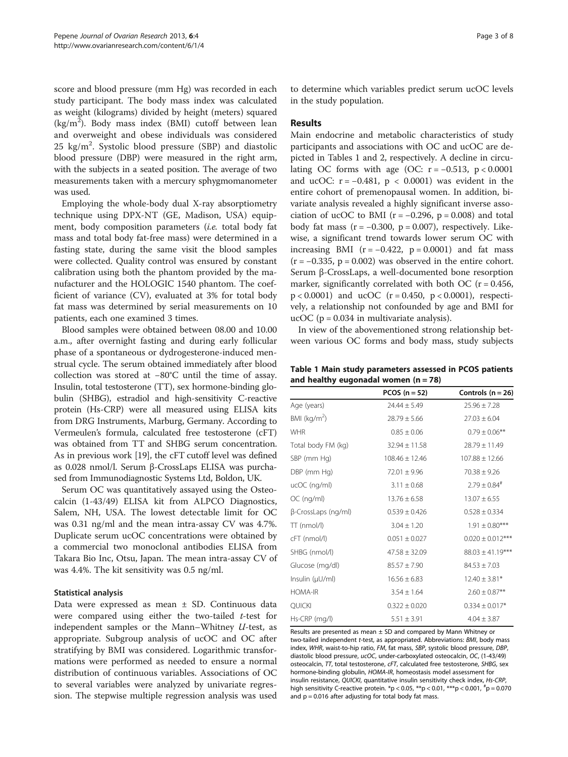score and blood pressure (mm Hg) was recorded in each study participant. The body mass index was calculated as weight (kilograms) divided by height (meters) squared ($kg/m^2$). Body mass index (BMI) cutoff between lean and overweight and obese individuals was considered 25 $kg/m^2$. Systolic blood pressure (SBP) and diastolic blood pressure (DBP) were measured in the right arm, with the subjects in a seated position. The average of two measurements taken with a mercury sphygmomanometer was used.

Employing the whole-body dual X-ray absorptiometry technique using DPX-NT (GE, Madison, USA) equipment, body composition parameters (*i.e.* total body fat mass and total body fat-free mass) were determined in a fasting state, during the same visit the blood samples were collected. Quality control was ensured by constant calibration using both the phantom provided by the manufacturer and the HOLOGIC 1540 phantom. The coefficient of variance (CV), evaluated at 3% for total body fat mass was determined by serial measurements on 10 patients, each one examined 3 times.

Blood samples were obtained between 08.00 and 10.00 a.m., after overnight fasting and during early follicular phase of a spontaneous or dydrogesterone-induced menstrual cycle. The serum obtained immediately after blood collection was stored at −80°C until the time of assay. Insulin, total testosterone (TT), sex hormone-binding globulin (SHBG), estradiol and high-sensitivity C-reactive protein (Hs-CRP) were all measured using ELISA kits from DRG Instruments, Marburg, Germany. According to Vermeulen's formula, calculated free testosterone (cFT) was obtained from TT and SHBG serum concentration. As in previous work [19], the cFT cutoff level was defined as 0.028 nmol/l. Serum β-CrossLaps ELISA was purchased from Immunodiagnostic Systems Ltd, Boldon, UK.

Serum OC was quantitatively assayed using the Osteocalcin (1-43/49) ELISA kit from ALPCO Diagnostics, Salem, NH, USA. The lowest detectable limit for OC was 0.31 ng/ml and the mean intra-assay CV was 4.7%. Duplicate serum ucOC concentrations were obtained by a commercial two monoclonal antibodies ELISA from Takara Bio Inc, Otsu, Japan. The mean intra-assay CV of was 4.4%. The kit sensitivity was 0.5 ng/ml.

### Statistical analysis

Data were expressed as mean ± SD. Continuous data were compared using either the two-tailed *t*-test for independent samples or the Mann–Whitney *U*-test, as appropriate. Subgroup analysis of ucOC and OC after stratifying by BMI was considered. Logarithmic transformations were performed as needed to ensure a normal distribution of continuous variables. Associations of OC to several variables were analyzed by univariate regression. The stepwise multiple regression analysis was used to determine which variables predict serum ucOC levels in the study population.

## Results

Main endocrine and metabolic characteristics of study participants and associations with OC and ucOC are depicted in Tables 1 and 2, respectively. A decline in circulating OC forms with age (OC: $r = -0.513$, $p < 0.0001$ and ucOC: $r = -0.481$, $p < 0.0001$) was evident in the entire cohort of premenopausal women. In addition, bivariate analysis revealed a highly significant inverse association of ucOC to BMI ($r = -0.296$, $p = 0.008$) and total body fat mass ($r = -0.300$, $p = 0.007$), respectively. Likewise, a significant trend towards lower serum OC with increasing BMI ($r = -0.422$, $p = 0.0001$) and fat mass ($r = -0.335$, $p = 0.002$) was observed in the entire cohort. Serum β-CrossLaps, a well-documented bone resorption marker, significantly correlated with both OC ($r = 0.456$, $p < 0.0001$) and ucOC ($r = 0.450$, $p < 0.0001$), respectively, a relationship not confounded by age and BMI for ucOC ($p = 0.034$ in multivariate analysis).

In view of the abovementioned strong relationship between various OC forms and body mass, study subjects

**Table 1 Main study parameters assessed in PCOS patients and healthy eugonadal women (n = 78)**

| | PCOS (n = 52) | Controls (n = 26) |
|---|---|---|
| Age (years) | 24.44 ± 5.49 | 25.96 ± 7.28 |
| BMI ($kg/m^2$) | 28.79 ± 5.66 | 27.03 ± 6.04 |
| WHR | 0.85 ± 0.06 | 0.79 ± 0.06** |
| Total body FM (kg) | 32.94 ± 11.58 | 28.79 ± 11.49 |
| SBP (mm Hg) | 108.46 ± 12.46 | 107.88 ± 12.66 |
| DBP (mm Hg) | 72.01 ± 9.96 | 70.38 ± 9.26 |
| ucOC (ng/ml) | 3.11 ± 0.68 | 2.79 ± 0.84[#] |
| OC (ng/ml) | 13.76 ± 6.58 | 13.07 ± 6.55 |
| β-CrossLaps (ng/ml) | 0.539 ± 0.426 | 0.528 ± 0.334 |
| TT (nmol/l) | 3.04 ± 1.20 | 1.91 ± 0.80*** |
| cFT (nmol/l) | 0.051 ± 0.027 | 0.020 ± 0.012*** |
| SHBG (nmol/l) | 47.58 ± 32.09 | 88.03 ± 41.19*** |
| Glucose (mg/dl) | 85.57 ± 7.90 | 84.53 ± 7.03 |
| Insulin (μU/ml) | 16.56 ± 6.83 | 12.40 ± 3.81* |
| HOMA-IR | 3.54 ± 1.64 | 2.60 ± 0.87** |
| QUICKI | 0.322 ± 0.020 | 0.334 ± 0.017* |
| Hs-CRP (mg/l) | 5.51 ± 3.91 | 4.04 ± 3.87 |

Results are presented as mean ± SD and compared by Mann Whitney or two-tailed independent *t*-test, as appropriated. Abbreviations: *BMI*, body mass index, *WHR*, waist-to-hip ratio, *FM*, fat mass, *SBP*, systolic blood pressure, *DBP*, diastolic blood pressure, *ucOC*, under-carboxylated osteocalcin, *OC*, (1-43/49) osteocalcin, *TT*, total testosterone, *cFT*, calculated free testosterone, *SHBG*, sex hormone-binding globulin, *HOMA-IR*, homeostasis model assessment for insulin resistance, *QUICKI*, quantitative insulin sensitivity check index, *Hs-CRP*, high sensitivity C-reactive protein. *$p < 0.05$, **$p < 0.01$, ***$p < 0.001$, [#]$p = 0.070$ and $p = 0.016$ after adjusting for total body fat mass.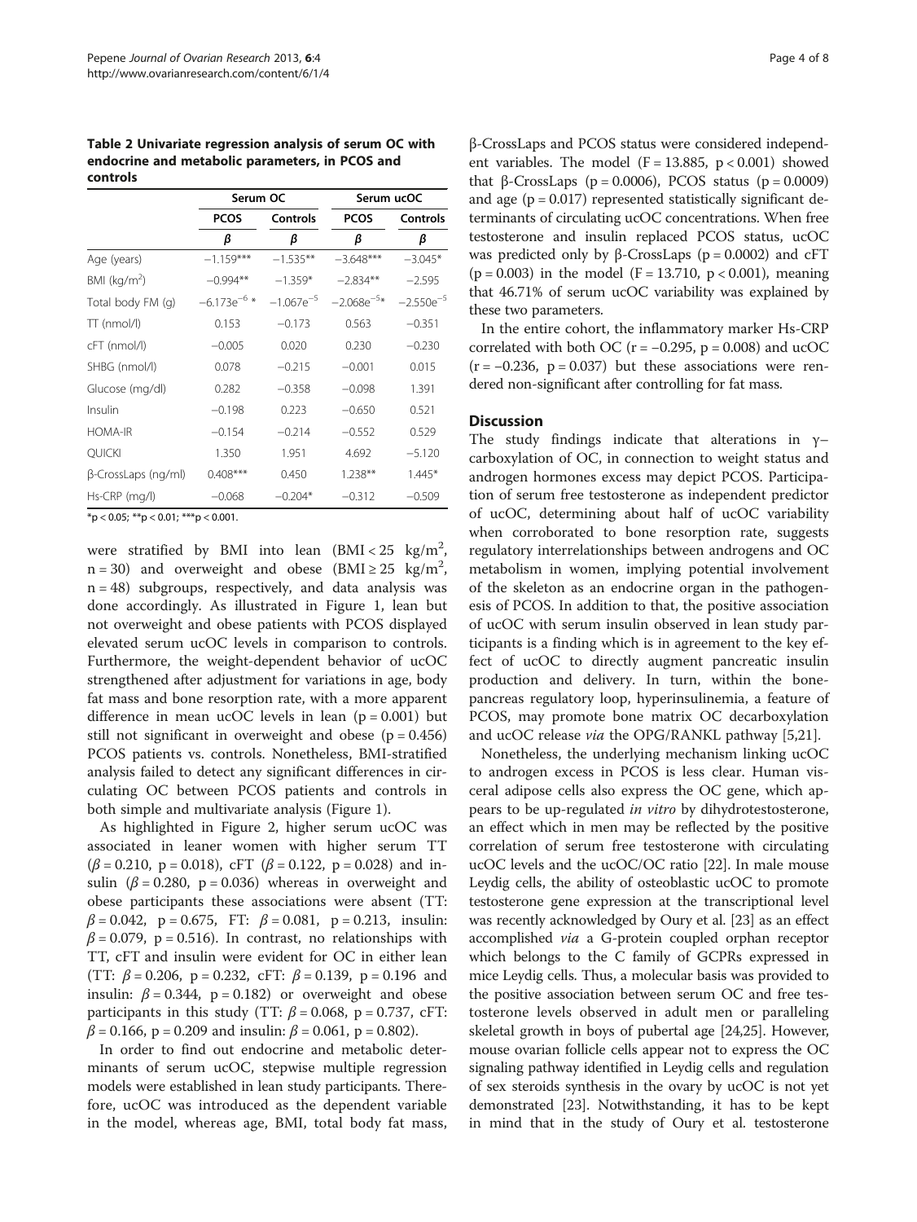**Table 2 Univariate regression analysis of serum OC with endocrine and metabolic parameters, in PCOS and controls**

| | Serum OC | | Serum ucOC | |
|---|---|---|---|---|
| | PCOS | Controls | PCOS | Controls |
| | $\beta$ | $\beta$ | $\beta$ | $\beta$ |
| Age (years) | −1.159*** | −1.535** | −3.648*** | −3.045* |
| BMI (kg/m$^2$) | −0.994** | −1.359* | −2.834** | −2.595 |
| Total body FM (g) | $-6.173e^{-6}$ * | $-1.067e^{-5}$ | $-2.068e^{-5}$* | $-2.550e^{-5}$ |
| TT (nmol/l) | 0.153 | −0.173 | 0.563 | −0.351 |
| cFT (nmol/l) | −0.005 | 0.020 | 0.230 | −0.230 |
| SHBG (nmol/l) | 0.078 | −0.215 | −0.001 | 0.015 |
| Glucose (mg/dl) | 0.282 | −0.358 | −0.098 | 1.391 |
| Insulin | −0.198 | 0.223 | −0.650 | 0.521 |
| HOMA-IR | −0.154 | −0.214 | −0.552 | 0.529 |
| QUICKI | 1.350 | 1.951 | 4.692 | −5.120 |
| β-CrossLaps (ng/ml) | 0.408*** | 0.450 | 1.238** | 1.445* |
| Hs-CRP (mg/l) | −0.068 | −0.204* | −0.312 | −0.509 |

*p < 0.05; **p < 0.01; ***p < 0.001.

were stratified by BMI into lean (BMI < 25 kg/m$^2$, n = 30) and overweight and obese (BMI ≥ 25 kg/m$^2$, n = 48) subgroups, respectively, and data analysis was done accordingly. As illustrated in Figure 1, lean but not overweight and obese patients with PCOS displayed elevated serum ucOC levels in comparison to controls. Furthermore, the weight-dependent behavior of ucOC strengthened after adjustment for variations in age, body fat mass and bone resorption rate, with a more apparent difference in mean ucOC levels in lean (p = 0.001) but still not significant in overweight and obese (p = 0.456) PCOS patients vs. controls. Nonetheless, BMI-stratified analysis failed to detect any significant differences in circulating OC between PCOS patients and controls in both simple and multivariate analysis (Figure 1).

As highlighted in Figure 2, higher serum ucOC was associated in leaner women with higher serum TT ($\beta$ = 0.210, p = 0.018), cFT ($\beta$ = 0.122, p = 0.028) and insulin ($\beta$ = 0.280, p = 0.036) whereas in overweight and obese participants these associations were absent (TT: $\beta$ = 0.042, p = 0.675, FT: $\beta$ = 0.081, p = 0.213, insulin: $\beta$ = 0.079, p = 0.516). In contrast, no relationships with TT, cFT and insulin were evident for OC in either lean (TT: $\beta$ = 0.206, p = 0.232, cFT: $\beta$ = 0.139, p = 0.196 and insulin: $\beta$ = 0.344, p = 0.182) or overweight and obese participants in this study (TT: $\beta$ = 0.068, p = 0.737, cFT: $\beta$ = 0.166, p = 0.209 and insulin: $\beta$ = 0.061, p = 0.802).

In order to find out endocrine and metabolic determinants of serum ucOC, stepwise multiple regression models were established in lean study participants. Therefore, ucOC was introduced as the dependent variable in the model, whereas age, BMI, total body fat mass, β-CrossLaps and PCOS status were considered independent variables. The model (F = 13.885, p < 0.001) showed that β-CrossLaps (p = 0.0006), PCOS status (p = 0.0009) and age (p = 0.017) represented statistically significant determinants of circulating ucOC concentrations. When free testosterone and insulin replaced PCOS status, ucOC was predicted only by β-CrossLaps (p = 0.0002) and cFT (p = 0.003) in the model (F = 13.710, p < 0.001), meaning that 46.71% of serum ucOC variability was explained by these two parameters.

In the entire cohort, the inflammatory marker Hs-CRP correlated with both OC (r = −0.295, p = 0.008) and ucOC (r = −0.236, p = 0.037) but these associations were rendered non-significant after controlling for fat mass.

## Discussion

The study findings indicate that alterations in γ–carboxylation of OC, in connection to weight status and androgen hormones excess may depict PCOS. Participation of serum free testosterone as independent predictor of ucOC, determining about half of ucOC variability when corroborated to bone resorption rate, suggests regulatory interrelationships between androgens and OC metabolism in women, implying potential involvement of the skeleton as an endocrine organ in the pathogenesis of PCOS. In addition to that, the positive association of ucOC with serum insulin observed in lean study participants is a finding which is in agreement to the key effect of ucOC to directly augment pancreatic insulin production and delivery. In turn, within the bone-pancreas regulatory loop, hyperinsulinemia, a feature of PCOS, may promote bone matrix OC decarboxylation and ucOC release *via* the OPG/RANKL pathway [5,21].

Nonetheless, the underlying mechanism linking ucOC to androgen excess in PCOS is less clear. Human visceral adipose cells also express the OC gene, which appears to be up-regulated *in vitro* by dihydrotestosterone, an effect which in men may be reflected by the positive correlation of serum free testosterone with circulating ucOC levels and the ucOC/OC ratio [22]. In male mouse Leydig cells, the ability of osteoblastic ucOC to promote testosterone gene expression at the transcriptional level was recently acknowledged by Oury et al. [23] as an effect accomplished *via* a G-protein coupled orphan receptor which belongs to the C family of GCPRs expressed in mice Leydig cells. Thus, a molecular basis was provided to the positive association between serum OC and free testosterone levels observed in adult men or paralleling skeletal growth in boys of pubertal age [24,25]. However, mouse ovarian follicle cells appear not to express the OC signaling pathway identified in Leydig cells and regulation of sex steroids synthesis in the ovary by ucOC is not yet demonstrated [23]. Notwithstanding, it has to be kept in mind that in the study of Oury et al. testosterone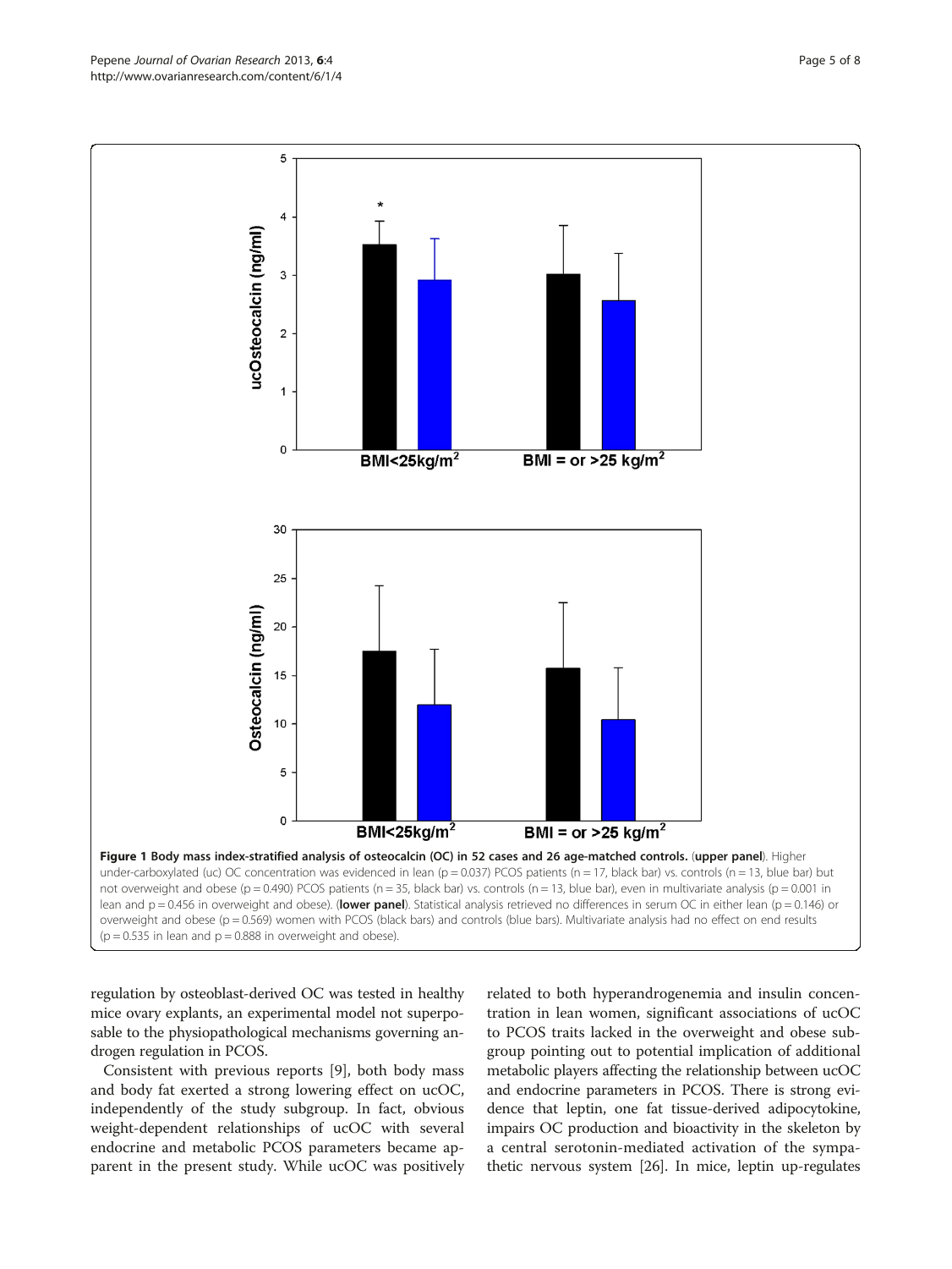**Figure 1 Body mass index-stratified analysis of osteocalcin (OC) in 52 cases and 26 age-matched controls.** (**upper panel**). Higher under-carboxylated (uc) OC concentration was evidenced in lean (p = 0.037) PCOS patients (n = 17, black bar) vs. controls (n = 13, blue bar) but not overweight and obese (p = 0.490) PCOS patients (n = 35, black bar) vs. controls (n = 13, blue bar), even in multivariate analysis (p = 0.001 in lean and p = 0.456 in overweight and obese). (**lower panel**). Statistical analysis retrieved no differences in serum OC in either lean (p = 0.146) or overweight and obese (p = 0.569) women with PCOS (black bars) and controls (blue bars). Multivariate analysis had no effect on end results (p = 0.535 in lean and p = 0.888 in overweight and obese).

regulation by osteoblast-derived OC was tested in healthy mice ovary explants, an experimental model not superposable to the physiopathological mechanisms governing androgen regulation in PCOS.

Consistent with previous reports [9], both body mass and body fat exerted a strong lowering effect on ucOC, independently of the study subgroup. In fact, obvious weight-dependent relationships of ucOC with several endocrine and metabolic PCOS parameters became apparent in the present study. While ucOC was positively related to both hyperandrogenemia and insulin concentration in lean women, significant associations of ucOC to PCOS traits lacked in the overweight and obese subgroup pointing out to potential implication of additional metabolic players affecting the relationship between ucOC and endocrine parameters in PCOS. There is strong evidence that leptin, one fat tissue-derived adipocytokine, impairs OC production and bioactivity in the skeleton by a central serotonin-mediated activation of the sympathetic nervous system [26]. In mice, leptin up-regulates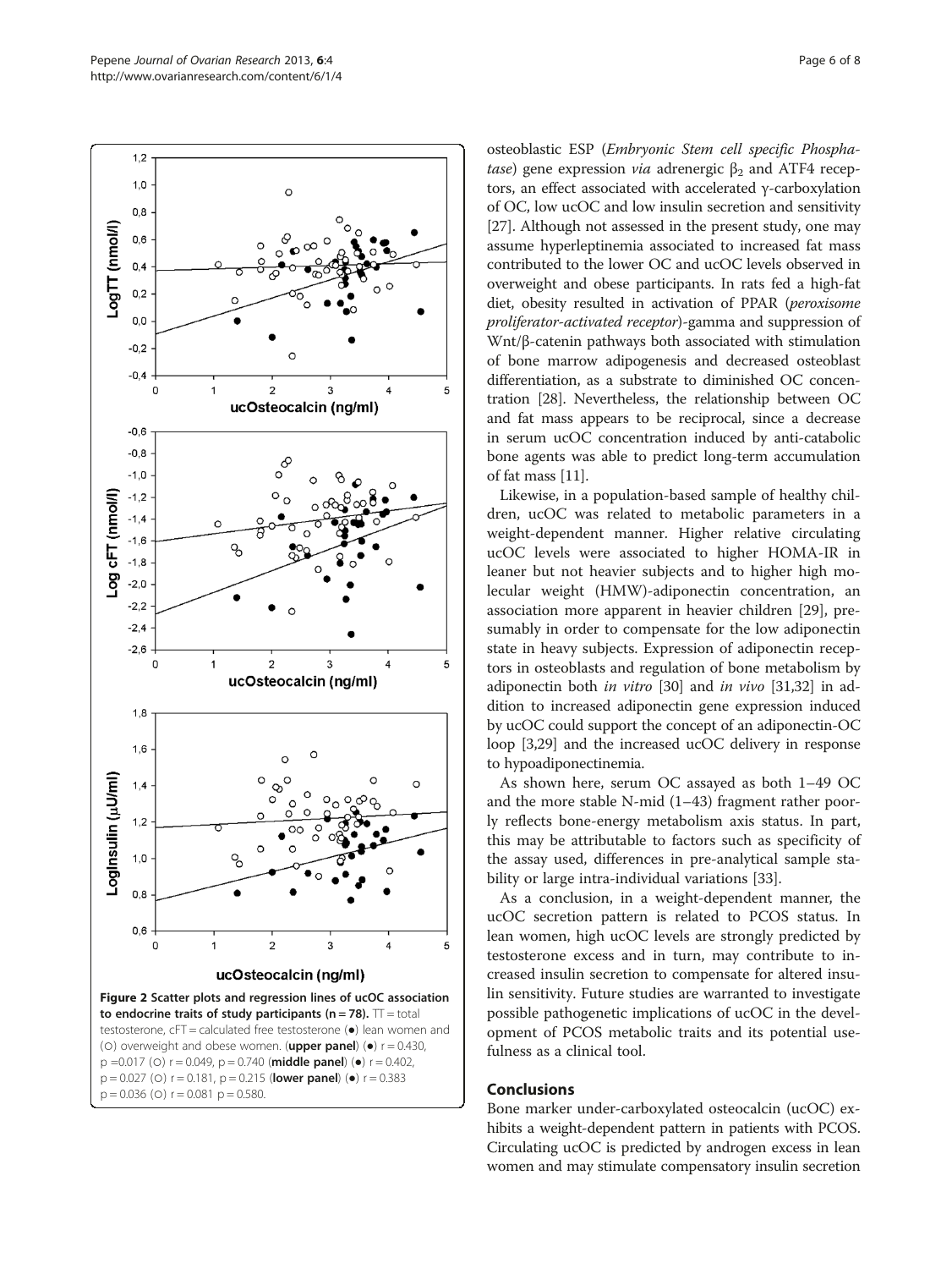Figure 2 Scatter plots and regression lines of ucOC association to endocrine traits of study participants (n = 78). TT = total testosterone, cFT = calculated free testosterone (●) lean women and (○) overweight and obese women. (**upper panel**) (●) r = 0.430, p = 0.017 (○) r = 0.049, p = 0.740 (**middle panel**) (●) r = 0.402, p = 0.027 (○) r = 0.181, p = 0.215 (**lower panel**) (●) r = 0.383 p = 0.036 (○) r = 0.081 p = 0.580.

osteoblastic ESP (*Embryonic Stem cell specific Phosphatase*) gene expression *via* adrenergic $\beta_2$ and ATF4 receptors, an effect associated with accelerated γ-carboxylation of OC, low ucOC and low insulin secretion and sensitivity [27]. Although not assessed in the present study, one may assume hyperleptinemia associated to increased fat mass contributed to the lower OC and ucOC levels observed in overweight and obese participants. In rats fed a high-fat diet, obesity resulted in activation of PPAR (*peroxisome proliferator-activated receptor*)-gamma and suppression of Wnt/β-catenin pathways both associated with stimulation of bone marrow adipogenesis and decreased osteoblast differentiation, as a substrate to diminished OC concentration [28]. Nevertheless, the relationship between OC and fat mass appears to be reciprocal, since a decrease in serum ucOC concentration induced by anti-catabolic bone agents was able to predict long-term accumulation of fat mass [11].

Likewise, in a population-based sample of healthy children, ucOC was related to metabolic parameters in a weight-dependent manner. Higher relative circulating ucOC levels were associated to higher HOMA-IR in leaner but not heavier subjects and to higher high molecular weight (HMW)-adiponectin concentration, an association more apparent in heavier children [29], presumably in order to compensate for the low adiponectin state in heavy subjects. Expression of adiponectin receptors in osteoblasts and regulation of bone metabolism by adiponectin both *in vitro* [30] and *in vivo* [31,32] in addition to increased adiponectin gene expression induced by ucOC could support the concept of an adiponectin-OC loop [3,29] and the increased ucOC delivery in response to hypoadiponectinemia.

As shown here, serum OC assayed as both 1–49 OC and the more stable N-mid (1–43) fragment rather poorly reflects bone-energy metabolism axis status. In part, this may be attributable to factors such as specificity of the assay used, differences in pre-analytical sample stability or large intra-individual variations [33].

As a conclusion, in a weight-dependent manner, the ucOC secretion pattern is related to PCOS status. In lean women, high ucOC levels are strongly predicted by testosterone excess and in turn, may contribute to increased insulin secretion to compensate for altered insulin sensitivity. Future studies are warranted to investigate possible pathogenetic implications of ucOC in the development of PCOS metabolic traits and its potential usefulness as a clinical tool.

## Conclusions

Bone marker under-carboxylated osteocalcin (ucOC) exhibits a weight-dependent pattern in patients with PCOS. Circulating ucOC is predicted by androgen excess in lean women and may stimulate compensatory insulin secretion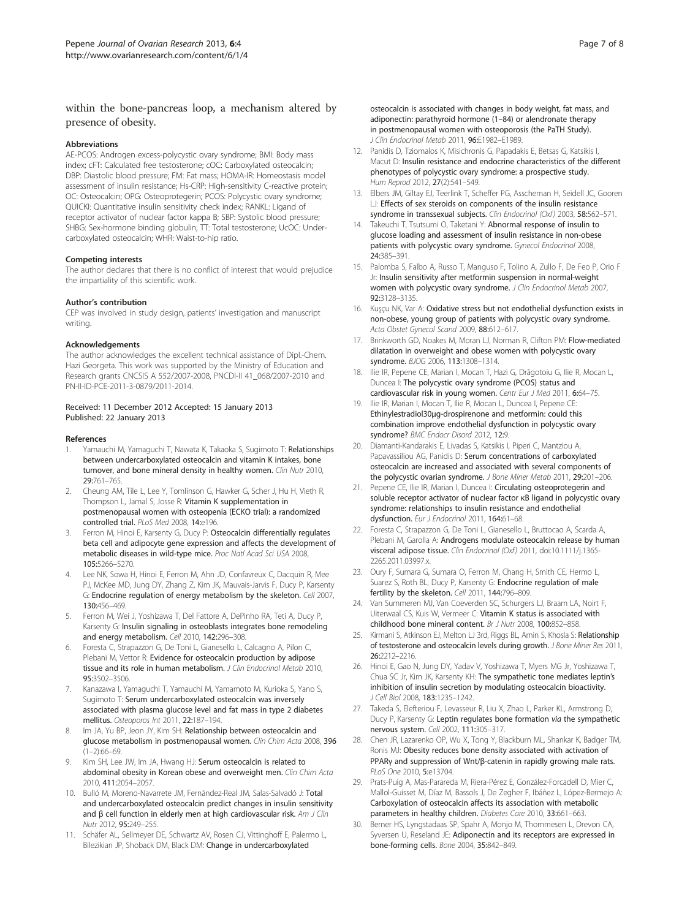within the bone-pancreas loop, a mechanism altered by presence of obesity.

### Abbreviations

AE-PCOS: Androgen excess-polycystic ovary syndrome; BMI: Body mass index; cFT: Calculated free testosterone; cOC: Carboxylated osteocalcin; DBP: Diastolic blood pressure; FM: Fat mass; HOMA-IR: Homeostasis model assessment of insulin resistance; Hs-CRP: High-sensitivity C-reactive protein; OC: Osteocalcin; OPG: Osteoprotegerin; PCOS: Polycystic ovary syndrome; QUICKI: Quantitative insulin sensitivity check index; RANKL: Ligand of receptor activator of nuclear factor kappa B; SBP: Systolic blood pressure; SHBG: Sex-hormone binding globulin; TT: Total testosterone; UcOC: Under-carboxylated osteocalcin; WHR: Waist-to-hip ratio.

### Competing interests

The author declares that there is no conflict of interest that would prejudice the impartiality of this scientific work.

### Author's contribution

CEP was involved in study design, patients' investigation and manuscript writing.

### Acknowledgements

The author acknowledges the excellent technical assistance of Dipl.-Chem. Hazi Georgeta. This work was supported by the Ministry of Education and Research grants CNCSIS A 552/2007-2008, PNCDI-II 41_068/2007-2010 and PN-II-ID-PCE-2011-3-0879/2011-2014.

Received: 11 December 2012 Accepted: 15 January 2013
Published: 22 January 2013

### References

1. Yamauchi M, Yamaguchi T, Nawata K, Takaoka S, Sugimoto T: **Relationships between undercarboxylated osteocalcin and vitamin K intakes, bone turnover, and bone mineral density in healthy women.** *Clin Nutr* 2010, **29:**761–765.
2. Cheung AM, Tile L, Lee Y, Tomlinson G, Hawker G, Scher J, Hu H, Vieth R, Thompson L, Jamal S, Josse R: **Vitamin K supplementation in postmenopausal women with osteopenia (ECKO trial): a randomized controlled trial.** *PLoS Med* 2008, **14:**e196.
3. Ferron M, Hinoi E, Karsenty G, Ducy P: **Osteocalcin differentially regulates beta cell and adipocyte gene expression and affects the development of metabolic diseases in wild-type mice.** *Proc Natl Acad Sci USA* 2008, **105:**5266–5270.
4. Lee NK, Sowa H, Hinoi E, Ferron M, Ahn JD, Confavreux C, Dacquin R, Mee PJ, McKee MD, Jung DY, Zhang Z, Kim JK, Mauvais-Jarvis F, Ducy P, Karsenty G: **Endocrine regulation of energy metabolism by the skeleton.** *Cell* 2007, **130:**456–469.
5. Ferron M, Wei J, Yoshizawa T, Del Fattore A, DePinho RA, Teti A, Ducy P, Karsenty G: **Insulin signaling in osteoblasts integrates bone remodeling and energy metabolism.** *Cell* 2010, **142:**296–308.
6. Foresta C, Strapazzon G, De Toni L, Gianesello L, Calcagno A, Pilon C, Plebani M, Vettor R: **Evidence for osteocalcin production by adipose tissue and its role in human metabolism.** *J Clin Endocrinol Metab* 2010, **95:**3502–3506.
7. Kanazawa I, Yamaguchi T, Yamauchi M, Yamamoto M, Kurioka S, Yano S, Sugimoto T: **Serum undercarboxylated osteocalcin was inversely associated with plasma glucose level and fat mass in type 2 diabetes mellitus.** *Osteoporos Int* 2011, **22:**187–194.
8. Im JA, Yu BP, Jeon JY, Kim SH: **Relationship between osteocalcin and glucose metabolism in postmenopausal women.** *Clin Chim Acta* 2008, 396 (1–2):66–69.
9. Kim SH, Lee JW, Im JA, Hwang HJ: **Serum osteocalcin is related to abdominal obesity in Korean obese and overweight men.** *Clin Chim Acta* 2010, **411:**2054–2057.
10. Bulló M, Moreno-Navarrete JM, Fernández-Real JM, Salas-Salvadó J: **Total and undercarboxylated osteocalcin predict changes in insulin sensitivity and β cell function in elderly men at high cardiovascular risk.** *Am J Clin Nutr* 2012, **95:**249–255.
11. Schäfer AL, Sellmeyer DE, Schwartz AV, Rosen CJ, Vittinghoff E, Palermo L, Bilezikian JP, Shoback DM, Black DM: **Change in undercarboxylated osteocalcin is associated with changes in body weight, fat mass, and adiponectin: parathyroid hormone (1–84) or alendronate therapy in postmenopausal women with osteoporosis (the PaTH Study).** *J Clin Endocrinol Metab* 2011, **96:**E1982–E1989.
12. Panidis D, Tziomalos K, Misichronis G, Papadakis E, Betsas G, Katsikis I, Macut D: **Insulin resistance and endocrine characteristics of the different phenotypes of polycystic ovary syndrome: a prospective study.** *Hum Reprod* 2012, **27**(2):541–549.
13. Elbers JM, Giltay EJ, Teerlink T, Scheffer PG, Asscheman H, Seidell JC, Gooren LJ: **Effects of sex steroids on components of the insulin resistance syndrome in transsexual subjects.** *Clin Endocrinol (Oxf)* 2003, **58:**562–571.
14. Takeuchi T, Tsutsumi O, Taketani Y: **Abnormal response of insulin to glucose loading and assessment of insulin resistance in non-obese patients with polycystic ovary syndrome.** *Gynecol Endocrinol* 2008, **24:**385–391.
15. Palomba S, Falbo A, Russo T, Manguso F, Tolino A, Zullo F, De Feo P, Orio F Jr: **Insulin sensitivity after metformin suspension in normal-weight women with polycystic ovary syndrome.** *J Clin Endocrinol Metab* 2007, **92:**3128–3135.
16. Kuşçu NK, Var A: **Oxidative stress but not endothelial dysfunction exists in non-obese, young group of patients with polycystic ovary syndrome.** *Acta Obstet Gynecol Scand* 2009, **88:**612–617.
17. Brinkworth GD, Noakes M, Moran LJ, Norman R, Clifton PM: **Flow-mediated dilatation in overweight and obese women with polycystic ovary syndrome.** *BJOG* 2006, **113:**1308–1314.
18. Ilie IR, Pepene CE, Marian I, Mocan T, Hazi G, Drăgotoiu G, Ilie R, Mocan L, Duncea I: **The polycystic ovary syndrome (PCOS) status and cardiovascular risk in young women.** *Centr Eur J Med* 2011, **6:**64–75.
19. Ilie IR, Marian I, Mocan T, Ilie R, Mocan L, Duncea I, Pepene CE: **Ethinylestradiol30μg-drospirenone and metformin: could this combination improve endothelial dysfunction in polycystic ovary syndrome?** *BMC Endocr Disord* 2012, **12:**9.
20. Diamanti-Kandarakis E, Livadas S, Katsikis I, Piperi C, Mantziou A, Papavassiliou AG, Panidis D: **Serum concentrations of carboxylated osteocalcin are increased and associated with several components of the polycystic ovarian syndrome.** *J Bone Miner Metab* 2011, **29:**201–206.
21. Pepene CE, Ilie IR, Marian I, Duncea I: **Circulating osteoprotegerin and soluble receptor activator of nuclear factor κB ligand in polycystic ovary syndrome: relationships to insulin resistance and endothelial dysfunction.** *Eur J Endocrinol* 2011, **164:**61–68.
22. Foresta C, Strapazzon G, De Toni L, Gianesello L, Bruttocao A, Scarda A, Plebani M, Garolla A: **Androgens modulate osteocalcin release by human visceral adipose tissue.** *Clin Endocrinol (Oxf)* 2011, doi:10.1111/j.1365-2265.2011.03997.x.
23. Oury F, Sumara G, Sumara O, Ferron M, Chang H, Smith CE, Hermo L, Suarez S, Roth BL, Ducy P, Karsenty G: **Endocrine regulation of male fertility by the skeleton.** *Cell* 2011, **144:**796–809.
24. Van Summeren MJ, Van Coeverden SC, Schurgers LJ, Braam LA, Noirt F, Uiterwaal CS, Kuis W, Vermeer C: **Vitamin K status is associated with childhood bone mineral content.** *Br J Nutr* 2008, **100:**852–858.
25. Kirmani S, Atkinson EJ, Melton LJ 3rd, Riggs BL, Amin S, Khosla S: **Relationship of testosterone and osteocalcin levels during growth.** *J Bone Miner Res* 2011, **26:**2212–2216.
26. Hinoi E, Gao N, Jung DY, Yadav V, Yoshizawa T, Myers MG Jr, Yoshizawa T, Chua SC Jr, Kim JK, Karsenty KH: **The sympathetic tone mediates leptin's inhibition of insulin secretion by modulating osteocalcin bioactivity.** *J Cell Biol* 2008, **183:**1235–1242.
27. Takeda S, Elefteriou F, Levasseur R, Liu X, Zhao L, Parker KL, Armstrong D, Ducy P, Karsenty G: **Leptin regulates bone formation *via* the sympathetic nervous system.** *Cell* 2002, **111:**305–317.
28. Chen JR, Lazarenko OP, Wu X, Tong Y, Blackburn ML, Shankar K, Badger TM, Ronis MJ: **Obesity reduces bone density associated with activation of PPARγ and suppression of Wnt/β-catenin in rapidly growing male rats.** *PLoS One* 2010, **5:**e13704.
29. Prats-Puig A, Mas-Parareda M, Riera-Pérez E, González-Forcadell D, Mier C, Mallol-Guisset M, Díaz M, Bassols J, De Zegher F, Ibáñez L, López-Bermejo A: **Carboxylation of osteocalcin affects its association with metabolic parameters in healthy children.** *Diabetes Care* 2010, **33:**661–663.
30. Berner HS, Lyngstadaas SP, Spahr A, Monjo M, Thommesen L, Drevon CA, Syversen U, Reseland JE: **Adiponectin and its receptors are expressed in bone-forming cells.** *Bone* 2004, **35:**842–849.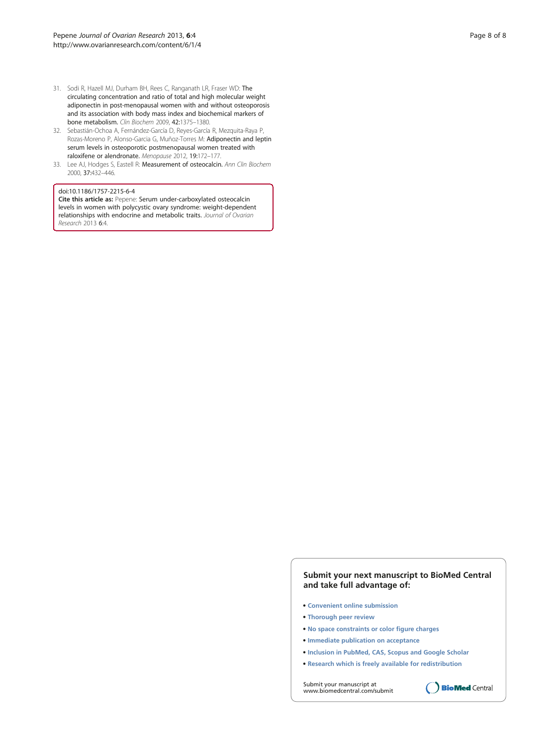31. Sodi R, Hazell MJ, Durham BH, Rees C, Ranganath LR, Fraser WD: **The circulating concentration and ratio of total and high molecular weight adiponectin in post-menopausal women with and without osteoporosis and its association with body mass index and biochemical markers of bone metabolism.** *Clin Biochem* 2009, **42:**1375–1380.
32. Sebastián-Ochoa A, Fernández-García D, Reyes-García R, Mezquita-Raya P, Rozas-Moreno P, Alonso-Garcia G, Muñoz-Torres M: **Adiponectin and leptin serum levels in osteoporotic postmenopausal women treated with raloxifene or alendronate.** *Menopause* 2012, **19:**172–177.
33. Lee AJ, Hodges S, Eastell R: **Measurement of osteocalcin.** *Ann Clin Biochem* 2000, **37:**432–446.

doi:10.1186/1757-2215-6-4
**Cite this article as:** Pepene: Serum under-carboxylated osteocalcin levels in women with polycystic ovary syndrome: weight-dependent relationships with endocrine and metabolic traits. *Journal of Ovarian Research* 2013 **6**:4.

**Submit your next manuscript to BioMed Central and take full advantage of:**

- **Convenient online submission**
- **Thorough peer review**
- **No space constraints or color figure charges**
- **Immediate publication on acceptance**
- **Inclusion in PubMed, CAS, Scopus and Google Scholar**
- **Research which is freely available for redistribution**

Submit your manuscript at
www.biomedcentral.com/submit

BioMed Central